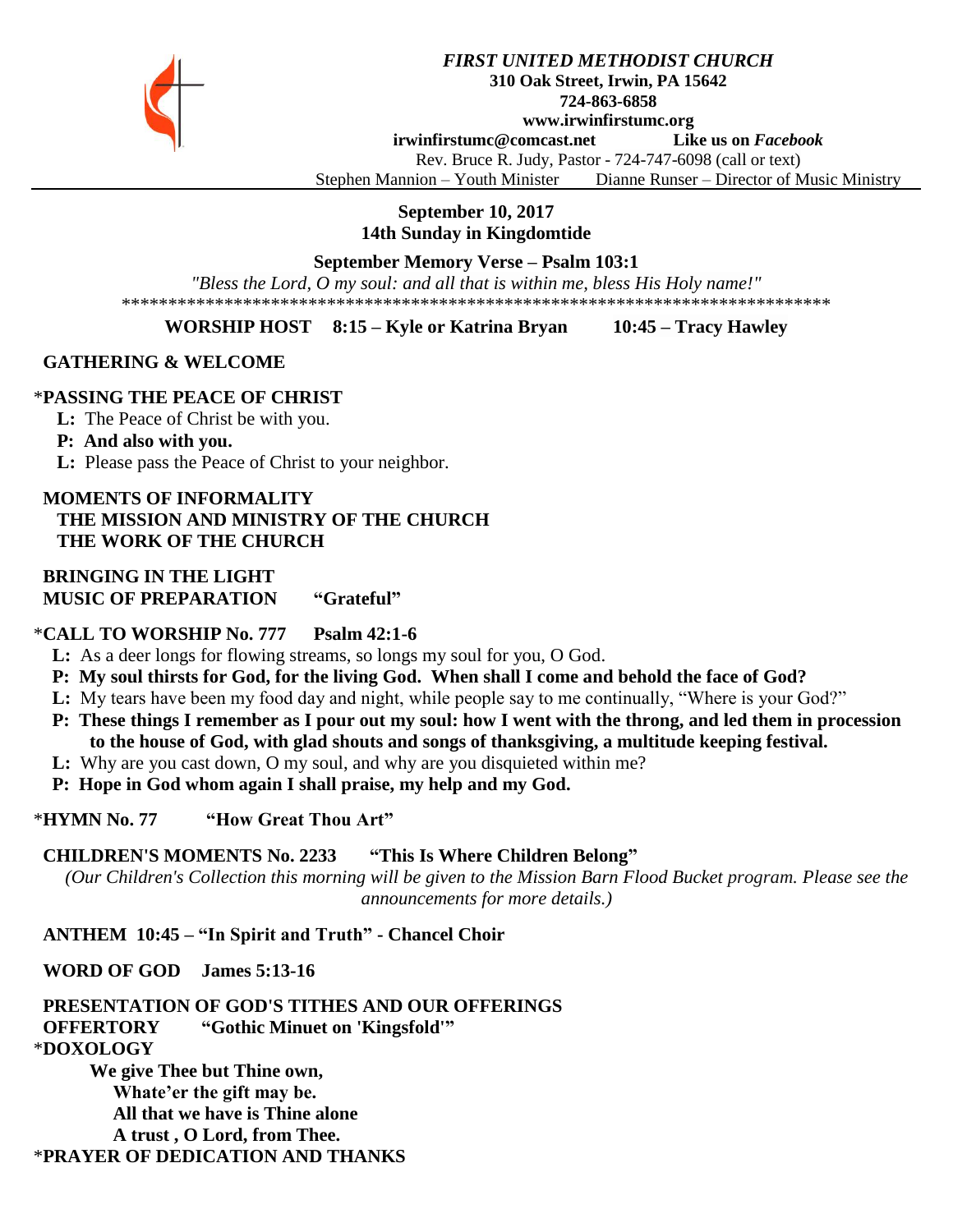*FIRST UNITED METHODIST CHURCH*

**310 Oak Street, Irwin, PA 15642**

**724-863-6858**

**www.irwinfirstumc.org**

**irwinfirstumc@comcast.net** **Like us on *Facebook***

Rev. Bruce R. Judy, Pastor - 724-747-6098 (call or text)

Stephen Mannion – Youth Minister Dianne Runser – Director of Music Ministry

---

**September 10, 2017**
**14th Sunday in Kingdomtide**

**September Memory Verse – Psalm 103:1**

*"Bless the Lord, O my soul: and all that is within me, bless His Holy name!"*

*****************************************************************************

**WORSHIP HOST 8:15 – Kyle or Katrina Bryan 10:45 – Tracy Hawley**

**GATHERING & WELCOME**

***PASSING THE PEACE OF CHRIST**

**L:** The Peace of Christ be with you.

**P: And also with you.**

**L:** Please pass the Peace of Christ to your neighbor.

**MOMENTS OF INFORMALITY**
**THE MISSION AND MINISTRY OF THE CHURCH**
**THE WORK OF THE CHURCH**

**BRINGING IN THE LIGHT**
**MUSIC OF PREPARATION "Grateful"**

***CALL TO WORSHIP No. 777 Psalm 42:1-6**

**L:** As a deer longs for flowing streams, so longs my soul for you, O God.

**P: My soul thirsts for God, for the living God. When shall I come and behold the face of God?**

**L:** My tears have been my food day and night, while people say to me continually, "Where is your God?"

**P: These things I remember as I pour out my soul: how I went with the throng, and led them in procession to the house of God, with glad shouts and songs of thanksgiving, a multitude keeping festival.**

**L:** Why are you cast down, O my soul, and why are you disquieted within me?

**P: Hope in God whom again I shall praise, my help and my God.**

***HYMN No. 77 "How Great Thou Art"**

**CHILDREN'S MOMENTS No. 2233 "This Is Where Children Belong"**

*(Our Children's Collection this morning will be given to the Mission Barn Flood Bucket program. Please see the announcements for more details.)*

**ANTHEM 10:45 – "In Spirit and Truth" - Chancel Choir**

**WORD OF GOD James 5:13-16**

**PRESENTATION OF GOD'S TITHES AND OUR OFFERINGS**
**OFFERTORY "Gothic Minuet on 'Kingsfold'"**

***DOXOLOGY**

**We give Thee but Thine own,**
**Whate'er the gift may be.**
**All that we have is Thine alone**
**A trust , O Lord, from Thee.**

***PRAYER OF DEDICATION AND THANKS**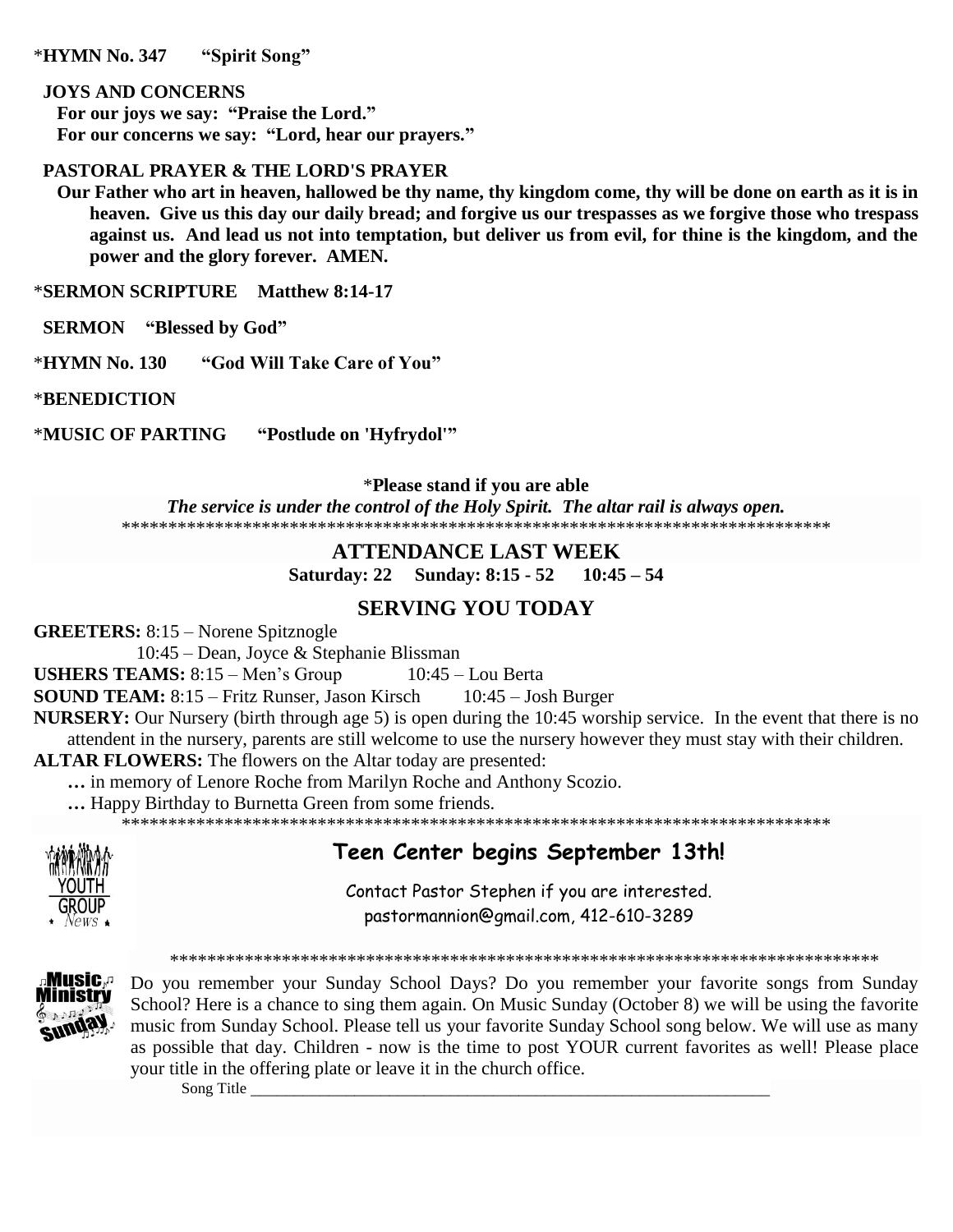*__HYMN No. 347 "Spirit Song"__

**JOYS AND CONCERNS**

**For our joys we say: "Praise the Lord."**
**For our concerns we say: "Lord, hear our prayers."**

**PASTORAL PRAYER & THE LORD'S PRAYER**

**Our Father who art in heaven, hallowed be thy name, thy kingdom come, thy will be done on earth as it is in heaven. Give us this day our daily bread; and forgive us our trespasses as we forgive those who trespass against us. And lead us not into temptation, but deliver us from evil, for thine is the kingdom, and the power and the glory forever. AMEN.**

*__SERMON SCRIPTURE Matthew 8:14-17__

**SERMON "Blessed by God"**

*__HYMN No. 130 "God Will Take Care of You"__

*__BENEDICTION__

*__MUSIC OF PARTING "Postlude on 'Hyfrydol'"__

*__Please stand if you are able__

***The service is under the control of the Holy Spirit. The altar rail is always open.***

*******************************************************************************

## ATTENDANCE LAST WEEK

**Saturday: 22 Sunday: 8:15 - 52 10:45 – 54**

## SERVING YOU TODAY

**GREETERS:** 8:15 – Norene Spitznogle
10:45 – Dean, Joyce & Stephanie Blissman

**USHERS TEAMS:** 8:15 – Men's Group 10:45 – Lou Berta

**SOUND TEAM:** 8:15 – Fritz Runser, Jason Kirsch 10:45 – Josh Burger

**NURSERY:** Our Nursery (birth through age 5) is open during the 10:45 worship service. In the event that there is no attendent in the nursery, parents are still welcome to use the nursery however they must stay with their children.

**ALTAR FLOWERS:** The flowers on the Altar today are presented:

**…** in memory of Lenore Roche from Marilyn Roche and Anthony Scozio.

**…** Happy Birthday to Burnetta Green from some friends.

*******************************************************************************

## Teen Center begins September 13th!

Contact Pastor Stephen if you are interested.
pastormannion@gmail.com, 412-610-3289

*******************************************************************************

Do you remember your Sunday School Days? Do you remember your favorite songs from Sunday School? Here is a chance to sing them again. On Music Sunday (October 8) we will be using the favorite music from Sunday School. Please tell us your favorite Sunday School song below. We will use as many as possible that day. Children - now is the time to post YOUR current favorites as well! Please place your title in the offering plate or leave it in the church office.

Song Title ____________________________________________________________________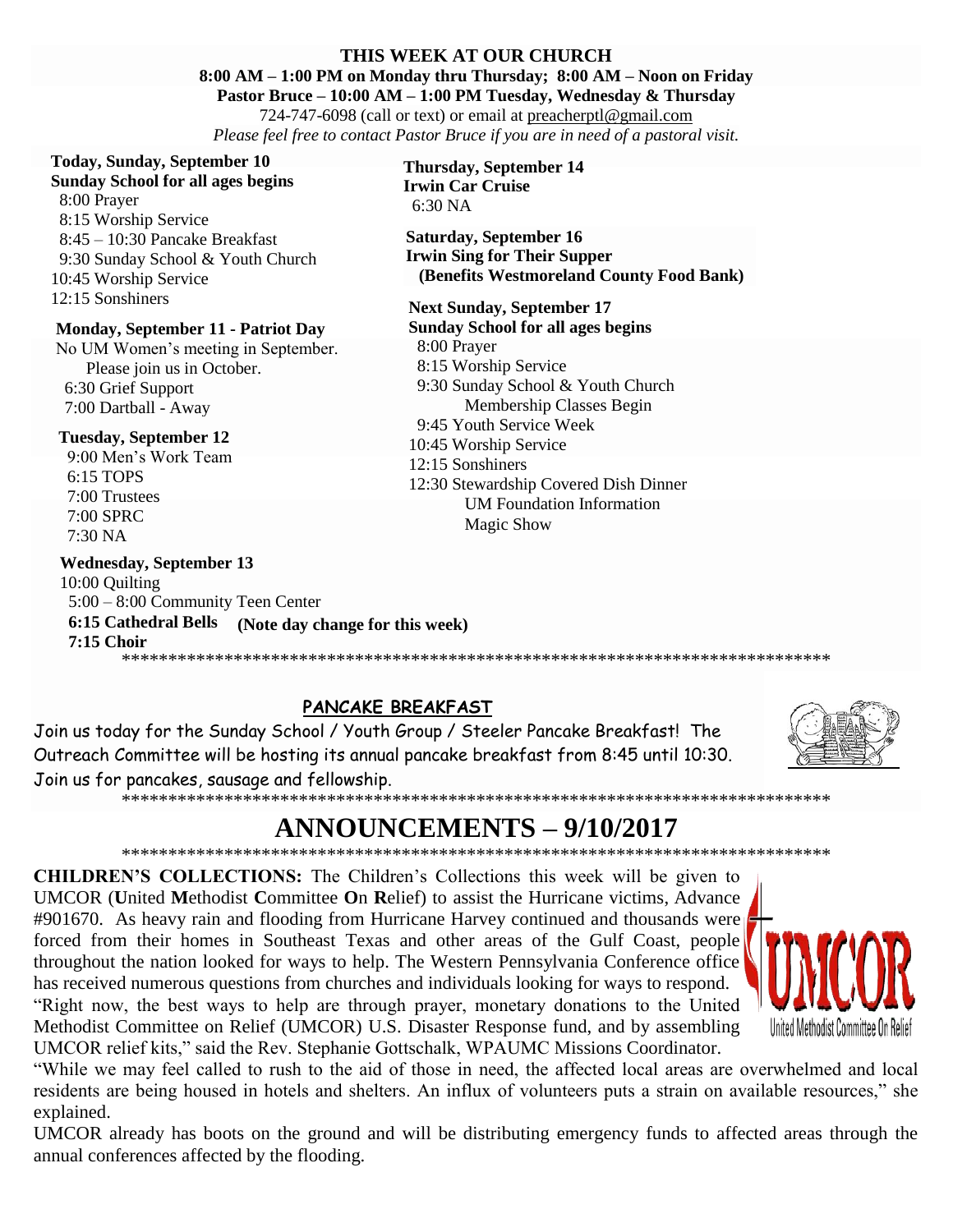**THIS WEEK AT OUR CHURCH**

**8:00 AM – 1:00 PM on Monday thru Thursday; 8:00 AM – Noon on Friday**

**Pastor Bruce – 10:00 AM – 1:00 PM Tuesday, Wednesday & Thursday**

724-747-6098 (call or text) or email at preacherptl@gmail.com

*Please feel free to contact Pastor Bruce if you are in need of a pastoral visit.*

**Today, Sunday, September 10**
**Sunday School for all ages begins**
8:00 Prayer
8:15 Worship Service
8:45 – 10:30 Pancake Breakfast
9:30 Sunday School & Youth Church
10:45 Worship Service
12:15 Sonshiners

**Monday, September 11 - Patriot Day**
No UM Women's meeting in September. Please join us in October.
6:30 Grief Support
7:00 Dartball - Away

**Tuesday, September 12**
9:00 Men's Work Team
6:15 TOPS
7:00 Trustees
7:00 SPRC
7:30 NA

**Wednesday, September 13**
10:00 Quilting
5:00 – 8:00 Community Teen Center
**6:15 Cathedral Bells (Note day change for this week)**
**7:15 Choir**

**Thursday, September 14**
**Irwin Car Cruise**
6:30 NA

**Saturday, September 16**
**Irwin Sing for Their Supper**
**(Benefits Westmoreland County Food Bank)**

**Next Sunday, September 17**
**Sunday School for all ages begins**
8:00 Prayer
8:15 Worship Service
9:30 Sunday School & Youth Church
Membership Classes Begin
9:45 Youth Service Week
10:45 Worship Service
12:15 Sonshiners
12:30 Stewardship Covered Dish Dinner
UM Foundation Information
Magic Show

****************************************************************************

## PANCAKE BREAKFAST

Join us today for the Sunday School / Youth Group / Steeler Pancake Breakfast! The Outreach Committee will be hosting its annual pancake breakfast from 8:45 until 10:30. Join us for pancakes, sausage and fellowship.

****************************************************************************

# ANNOUNCEMENTS – 9/10/2017

****************************************************************************

**CHILDREN'S COLLECTIONS:** The Children's Collections this week will be given to UMCOR (**U**nited **M**ethodist **C**ommittee **O**n **R**elief) to assist the Hurricane victims, Advance #901670. As heavy rain and flooding from Hurricane Harvey continued and thousands were forced from their homes in Southeast Texas and other areas of the Gulf Coast, people throughout the nation looked for ways to help. The Western Pennsylvania Conference office has received numerous questions from churches and individuals looking for ways to respond. "Right now, the best ways to help are through prayer, monetary donations to the United Methodist Committee on Relief (UMCOR) U.S. Disaster Response fund, and by assembling UMCOR relief kits," said the Rev. Stephanie Gottschalk, WPAUMC Missions Coordinator.

"While we may feel called to rush to the aid of those in need, the affected local areas are overwhelmed and local residents are being housed in hotels and shelters. An influx of volunteers puts a strain on available resources," she explained.

UMCOR already has boots on the ground and will be distributing emergency funds to affected areas through the annual conferences affected by the flooding.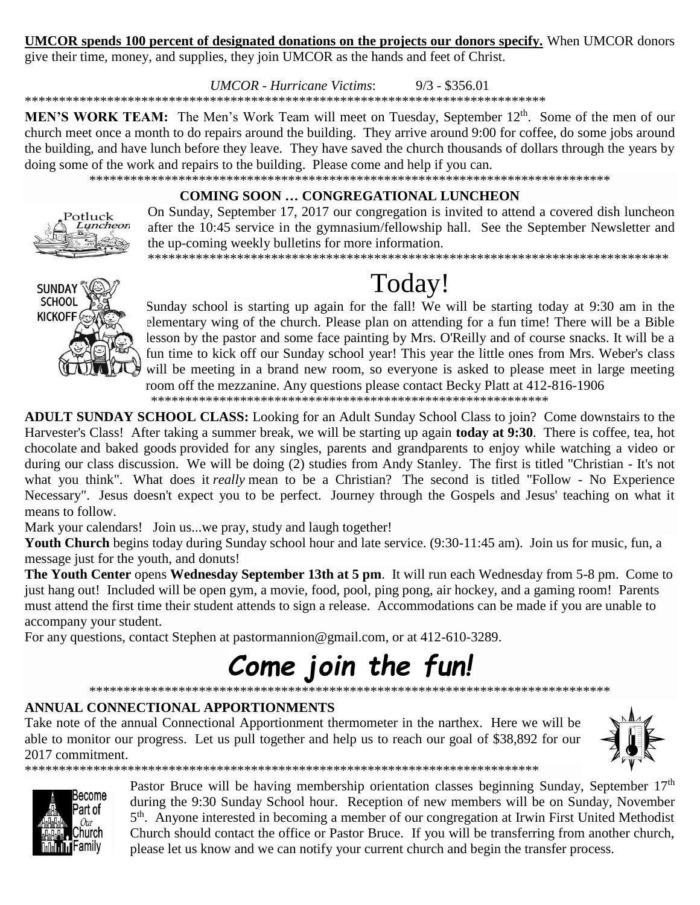**UMCOR spends 100 percent of designated donations on the projects our donors specify.** When UMCOR donors give their time, money, and supplies, they join UMCOR as the hands and feet of Christ.

*UMCOR - Hurricane Victims*: 9/3 - $356.01

*******************************************************************************

**MEN'S WORK TEAM:** The Men's Work Team will meet on Tuesday, September 12th. Some of the men of our church meet once a month to do repairs around the building. They arrive around 9:00 for coffee, do some jobs around the building, and have lunch before they leave. They have saved the church thousands of dollars through the years by doing some of the work and repairs to the building. Please come and help if you can.

*******************************************************************************

**COMING SOON … CONGREGATIONAL LUNCHEON**

On Sunday, September 17, 2017 our congregation is invited to attend a covered dish luncheon after the 10:45 service in the gymnasium/fellowship hall. See the September Newsletter and the up-coming weekly bulletins for more information.

*******************************************************************************

# Today!

Sunday school is starting up again for the fall! We will be starting today at 9:30 am in the elementary wing of the church. Please plan on attending for a fun time! There will be a Bible lesson by the pastor and some face painting by Mrs. O'Reilly and of course snacks. It will be a fun time to kick off our Sunday school year! This year the little ones from Mrs. Weber's class will be meeting in a brand new room, so everyone is asked to please meet in large meeting room off the mezzanine. Any questions please contact Becky Platt at 412-816-1906

************************************************************

**ADULT SUNDAY SCHOOL CLASS:** Looking for an Adult Sunday School Class to join? Come downstairs to the Harvester's Class! After taking a summer break, we will be starting up again **today at 9:30**. There is coffee, tea, hot chocolate and baked goods provided for any singles, parents and grandparents to enjoy while watching a video or during our class discussion. We will be doing (2) studies from Andy Stanley. The first is titled "Christian - It's not what you think". What does it *really* mean to be a Christian? The second is titled "Follow - No Experience Necessary". Jesus doesn't expect you to be perfect. Journey through the Gospels and Jesus' teaching on what it means to follow.

Mark your calendars! Join us...we pray, study and laugh together!

**Youth Church** begins today during Sunday school hour and late service. (9:30-11:45 am). Join us for music, fun, a message just for the youth, and donuts!

**The Youth Center** opens **Wednesday September 13th at 5 pm**. It will run each Wednesday from 5-8 pm. Come to just hang out! Included will be open gym, a movie, food, pool, ping pong, air hockey, and a gaming room! Parents must attend the first time their student attends to sign a release. Accommodations can be made if you are unable to accompany your student.

For any questions, contact Stephen at pastormannion@gmail.com, or at 412-610-3289.

# *Come join the fun!*

*******************************************************************************

**ANNUAL CONNECTIONAL APPORTIONMENTS**

Take note of the annual Connectional Apportionment thermometer in the narthex. Here we will be able to monitor our progress. Let us pull together and help us to reach our goal of $38,892 for our 2017 commitment.

*******************************************************************************

Pastor Bruce will be having membership orientation classes beginning Sunday, September 17th during the 9:30 Sunday School hour. Reception of new members will be on Sunday, November 5th. Anyone interested in becoming a member of our congregation at Irwin First United Methodist Church should contact the office or Pastor Bruce. If you will be transferring from another church, please let us know and we can notify your current church and begin the transfer process.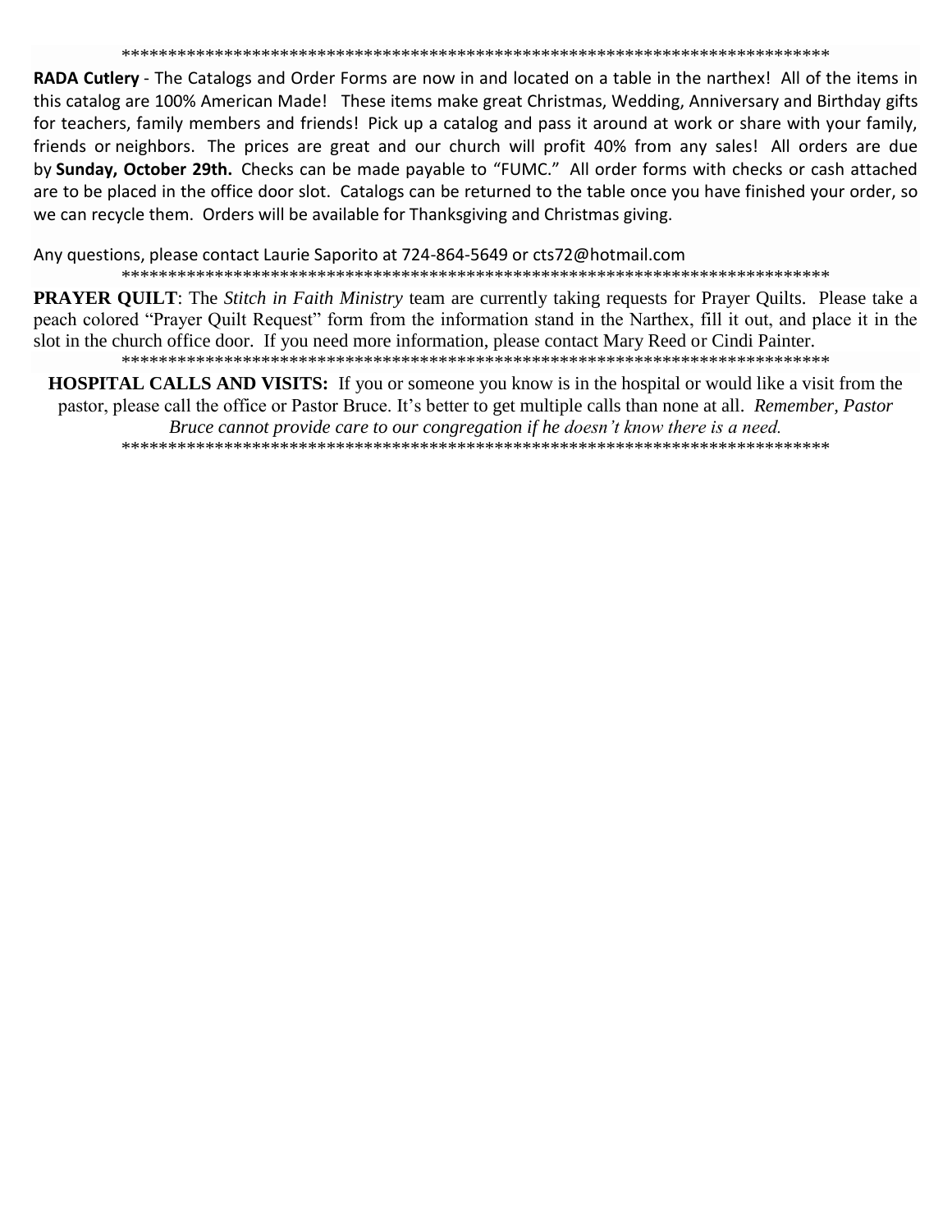*******************************************************************************

**RADA Cutlery** - The Catalogs and Order Forms are now in and located on a table in the narthex! All of the items in this catalog are 100% American Made! These items make great Christmas, Wedding, Anniversary and Birthday gifts for teachers, family members and friends! Pick up a catalog and pass it around at work or share with your family, friends or neighbors. The prices are great and our church will profit 40% from any sales! All orders are due by **Sunday, October 29th.** Checks can be made payable to "FUMC." All order forms with checks or cash attached are to be placed in the office door slot. Catalogs can be returned to the table once you have finished your order, so we can recycle them. Orders will be available for Thanksgiving and Christmas giving.

Any questions, please contact Laurie Saporito at 724-864-5649 or cts72@hotmail.com

*******************************************************************************

**PRAYER QUILT**: The *Stitch in Faith Ministry* team are currently taking requests for Prayer Quilts. Please take a peach colored "Prayer Quilt Request" form from the information stand in the Narthex, fill it out, and place it in the slot in the church office door. If you need more information, please contact Mary Reed or Cindi Painter.

*******************************************************************************

**HOSPITAL CALLS AND VISITS:** If you or someone you know is in the hospital or would like a visit from the pastor, please call the office or Pastor Bruce. It's better to get multiple calls than none at all. *Remember, Pastor Bruce cannot provide care to our congregation if he doesn't know there is a need.*

*******************************************************************************